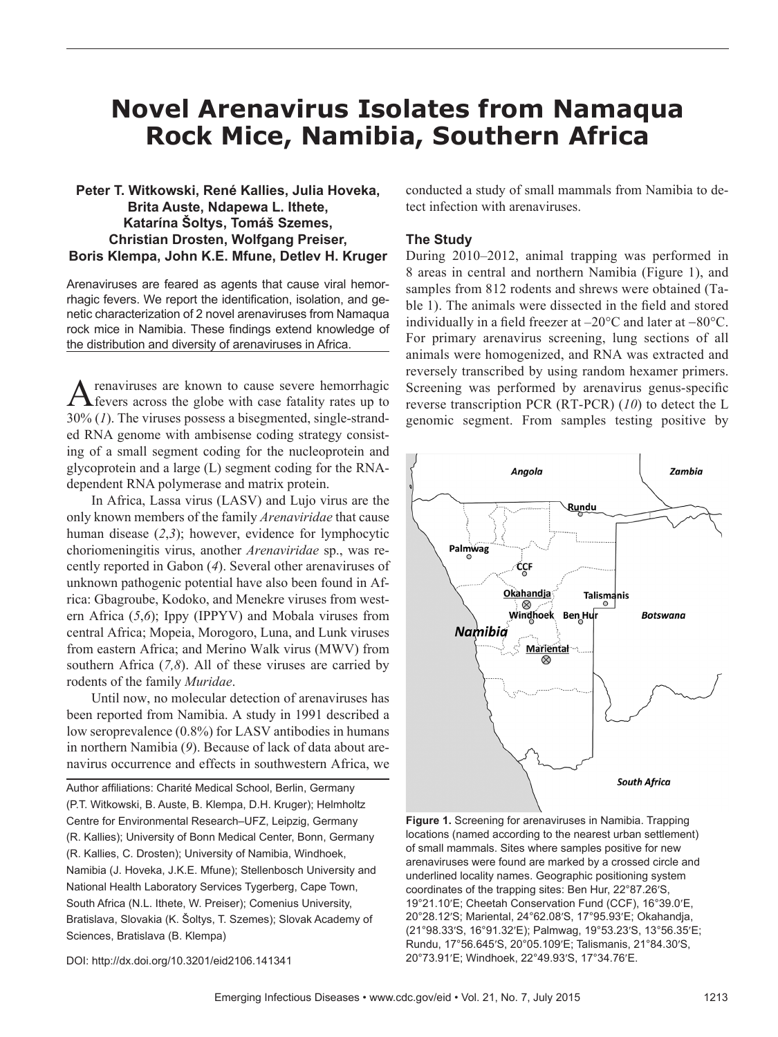# Novel Arenavirus Isolates from Namaqua Rock Mice, Namibia, Southern Africa

**Peter T. Witkowski, René Kallies, Julia Hoveka, Brita Auste, Ndapewa L. Ithete, Katarína Šoltys, Tomáš Szemes, Christian Drosten, Wolfgang Preiser, Boris Klempa, John K.E. Mfune, Detlev H. Kruger**

Arenaviruses are feared as agents that cause viral hemorrhagic fevers. We report the identification, isolation, and genetic characterization of 2 novel arenaviruses from Namaqua rock mice in Namibia. These findings extend knowledge of the distribution and diversity of arenaviruses in Africa.

Arenaviruses are known to cause severe hemorrhagic fevers across the globe with case fatality rates up to 30% (*1*). The viruses possess a bisegmented, single-stranded RNA genome with ambisense coding strategy consisting of a small segment coding for the nucleoprotein and glycoprotein and a large (L) segment coding for the RNA-dependent RNA polymerase and matrix protein.

In Africa, Lassa virus (LASV) and Lujo virus are the only known members of the family *Arenaviridae* that cause human disease (*2*,*3*); however, evidence for lymphocytic choriomeningitis virus, another *Arenaviridae* sp., was recently reported in Gabon (*4*). Several other arenaviruses of unknown pathogenic potential have also been found in Africa: Gbagroube, Kodoko, and Menekre viruses from western Africa (*5*,*6*); Ippy (IPPYV) and Mobala viruses from central Africa; Mopeia, Morogoro, Luna, and Lunk viruses from eastern Africa; and Merino Walk virus (MWV) from southern Africa (*7,8*). All of these viruses are carried by rodents of the family *Muridae*.

Until now, no molecular detection of arenaviruses has been reported from Namibia. A study in 1991 described a low seroprevalence (0.8%) for LASV antibodies in humans in northern Namibia (*9*). Because of lack of data about arenavirus occurrence and effects in southwestern Africa, we conducted a study of small mammals from Namibia to detect infection with arenaviruses.

Author affiliations: Charité Medical School, Berlin, Germany (P.T. Witkowski, B. Auste, B. Klempa, D.H. Kruger); Helmholtz Centre for Environmental Research–UFZ, Leipzig, Germany (R. Kallies); University of Bonn Medical Center, Bonn, Germany (R. Kallies, C. Drosten); University of Namibia, Windhoek, Namibia (J. Hoveka, J.K.E. Mfune); Stellenbosch University and National Health Laboratory Services Tygerberg, Cape Town, South Africa (N.L. Ithete, W. Preiser); Comenius University, Bratislava, Slovakia (K. Šoltys, T. Szemes); Slovak Academy of Sciences, Bratislava (B. Klempa)

DOI: http://dx.doi.org/10.3201/eid2106.141341

## The Study

During 2010–2012, animal trapping was performed in 8 areas in central and northern Namibia (Figure 1), and samples from 812 rodents and shrews were obtained (Table 1). The animals were dissected in the field and stored individually in a field freezer at –20°C and later at −80°C. For primary arenavirus screening, lung sections of all animals were homogenized, and RNA was extracted and reversely transcribed by using random hexamer primers. Screening was performed by arenavirus genus-specific reverse transcription PCR (RT-PCR) (*10*) to detect the L genomic segment. From samples testing positive by

**Figure 1.** Screening for arenaviruses in Namibia. Trapping locations (named according to the nearest urban settlement) of small mammals. Sites where samples positive for new arenaviruses were found are marked by a crossed circle and underlined locality names. Geographic positioning system coordinates of the trapping sites: Ben Hur, 22°87.26′S, 19°21.10′E; Cheetah Conservation Fund (CCF), 16°39.0′E, 20°28.12′S; Mariental, 24°62.08′S, 17°95.93′E; Okahandja, (21°98.33′S, 16°91.32′E); Palmwag, 19°53.23′S, 13°56.35′E; Rundu, 17°56.645′S, 20°05.109′E; Talismanis, 21°84.30′S, 20°73.91′E; Windhoek, 22°49.93′S, 17°34.76′E.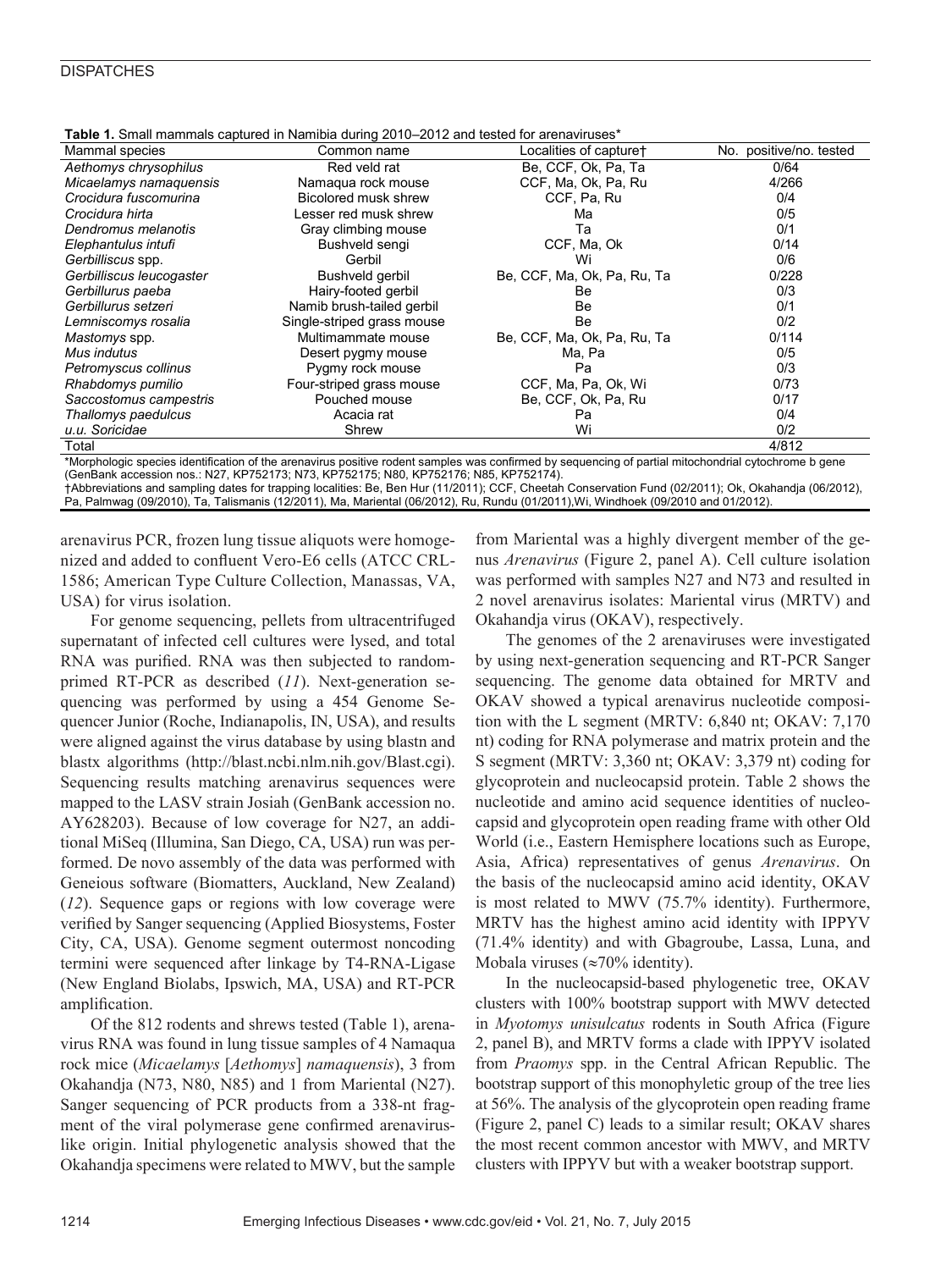**Table 1.** Small mammals captured in Namibia during 2010–2012 and tested for arenaviruses*

| Mammal species | Common name | Localities of capture† | No. positive/no. tested |
|---|---|---|---|
| *Aethomys chrysophilus* | Red veld rat | Be, CCF, Ok, Pa, Ta | 0/64 |
| *Micaelamys namaquensis* | Namaqua rock mouse | CCF, Ma, Ok, Pa, Ru | 4/266 |
| *Crocidura fuscomurina* | Bicolored musk shrew | CCF, Pa, Ru | 0/4 |
| *Crocidura hirta* | Lesser red musk shrew | Ma | 0/5 |
| *Dendromus melanotis* | Gray climbing mouse | Ta | 0/1 |
| *Elephantulus intufi* | Bushveld sengi | CCF, Ma, Ok | 0/14 |
| *Gerbilliscus* spp. | Gerbil | Wi | 0/6 |
| *Gerbilliscus leucogaster* | Bushveld gerbil | Be, CCF, Ma, Ok, Pa, Ru, Ta | 0/228 |
| *Gerbillurus paeba* | Hairy-footed gerbil | Be | 0/3 |
| *Gerbillurus setzeri* | Namib brush-tailed gerbil | Be | 0/1 |
| *Lemniscomys rosalia* | Single-striped grass mouse | Be | 0/2 |
| *Mastomys* spp. | Multimammate mouse | Be, CCF, Ma, Ok, Pa, Ru, Ta | 0/114 |
| *Mus indutus* | Desert pygmy mouse | Ma, Pa | 0/5 |
| *Petromyscus collinus* | Pygmy rock mouse | Pa | 0/3 |
| *Rhabdomys pumilio* | Four-striped grass mouse | CCF, Ma, Pa, Ok, Wi | 0/73 |
| *Saccostomus campestris* | Pouched mouse | Be, CCF, Ok, Pa, Ru | 0/17 |
| *Thallomys paedulcus* | Acacia rat | Pa | 0/4 |
| *u.u. Soricidae* | Shrew | Wi | 0/2 |
| Total | | | 4/812 |

*Morphologic species identification of the arenavirus positive rodent samples was confirmed by sequencing of partial mitochondrial cytochrome b gene (GenBank accession nos.: N27, KP752173; N73, KP752175; N80, KP752176; N85, KP752174).
†Abbreviations and sampling dates for trapping localities: Be, Ben Hur (11/2011); CCF, Cheetah Conservation Fund (02/2011); Ok, Okahandja (06/2012), Pa, Palmwag (09/2010), Ta, Talismanis (12/2011), Ma, Mariental (06/2012), Ru, Rundu (01/2011),Wi, Windhoek (09/2010 and 01/2012).

arenavirus PCR, frozen lung tissue aliquots were homogenized and added to confluent Vero-E6 cells (ATCC CRL-1586; American Type Culture Collection, Manassas, VA, USA) for virus isolation.

For genome sequencing, pellets from ultracentrifuged supernatant of infected cell cultures were lysed, and total RNA was purified. RNA was then subjected to random-primed RT-PCR as described (*11*). Next-generation sequencing was performed by using a 454 Genome Sequencer Junior (Roche, Indianapolis, IN, USA), and results were aligned against the virus database by using blastn and blastx algorithms (http://blast.ncbi.nlm.nih.gov/Blast.cgi). Sequencing results matching arenavirus sequences were mapped to the LASV strain Josiah (GenBank accession no. AY628203). Because of low coverage for N27, an additional MiSeq (Illumina, San Diego, CA, USA) run was performed. De novo assembly of the data was performed with Geneious software (Biomatters, Auckland, New Zealand) (*12*). Sequence gaps or regions with low coverage were verified by Sanger sequencing (Applied Biosystems, Foster City, CA, USA). Genome segment outermost noncoding termini were sequenced after linkage by T4-RNA-Ligase (New England Biolabs, Ipswich, MA, USA) and RT-PCR amplification.

Of the 812 rodents and shrews tested (Table 1), arenavirus RNA was found in lung tissue samples of 4 Namaqua rock mice (*Micaelamys* [*Aethomys*] *namaquensis*), 3 from Okahandja (N73, N80, N85) and 1 from Mariental (N27). Sanger sequencing of PCR products from a 338-nt fragment of the viral polymerase gene confirmed arenavirus-like origin. Initial phylogenetic analysis showed that the Okahandja specimens were related to MWV, but the sample from Mariental was a highly divergent member of the genus *Arenavirus* (Figure 2, panel A). Cell culture isolation was performed with samples N27 and N73 and resulted in 2 novel arenavirus isolates: Mariental virus (MRTV) and Okahandja virus (OKAV), respectively.

The genomes of the 2 arenaviruses were investigated by using next-generation sequencing and RT-PCR Sanger sequencing. The genome data obtained for MRTV and OKAV showed a typical arenavirus nucleotide composition with the L segment (MRTV: 6,840 nt; OKAV: 7,170 nt) coding for RNA polymerase and matrix protein and the S segment (MRTV: 3,360 nt; OKAV: 3,379 nt) coding for glycoprotein and nucleocapsid protein. Table 2 shows the nucleotide and amino acid sequence identities of nucleocapsid and glycoprotein open reading frame with other Old World (i.e., Eastern Hemisphere locations such as Europe, Asia, Africa) representatives of genus *Arenavirus*. On the basis of the nucleocapsid amino acid identity, OKAV is most related to MWV (75.7% identity). Furthermore, MRTV has the highest amino acid identity with IPPYV (71.4% identity) and with Gbagroube, Lassa, Luna, and Mobala viruses (≈70% identity).

In the nucleocapsid-based phylogenetic tree, OKAV clusters with 100% bootstrap support with MWV detected in *Myotomys unisulcatus* rodents in South Africa (Figure 2, panel B), and MRTV forms a clade with IPPYV isolated from *Praomys* spp. in the Central African Republic. The bootstrap support of this monophyletic group of the tree lies at 56%. The analysis of the glycoprotein open reading frame (Figure 2, panel C) leads to a similar result; OKAV shares the most recent common ancestor with MWV, and MRTV clusters with IPPYV but with a weaker bootstrap support.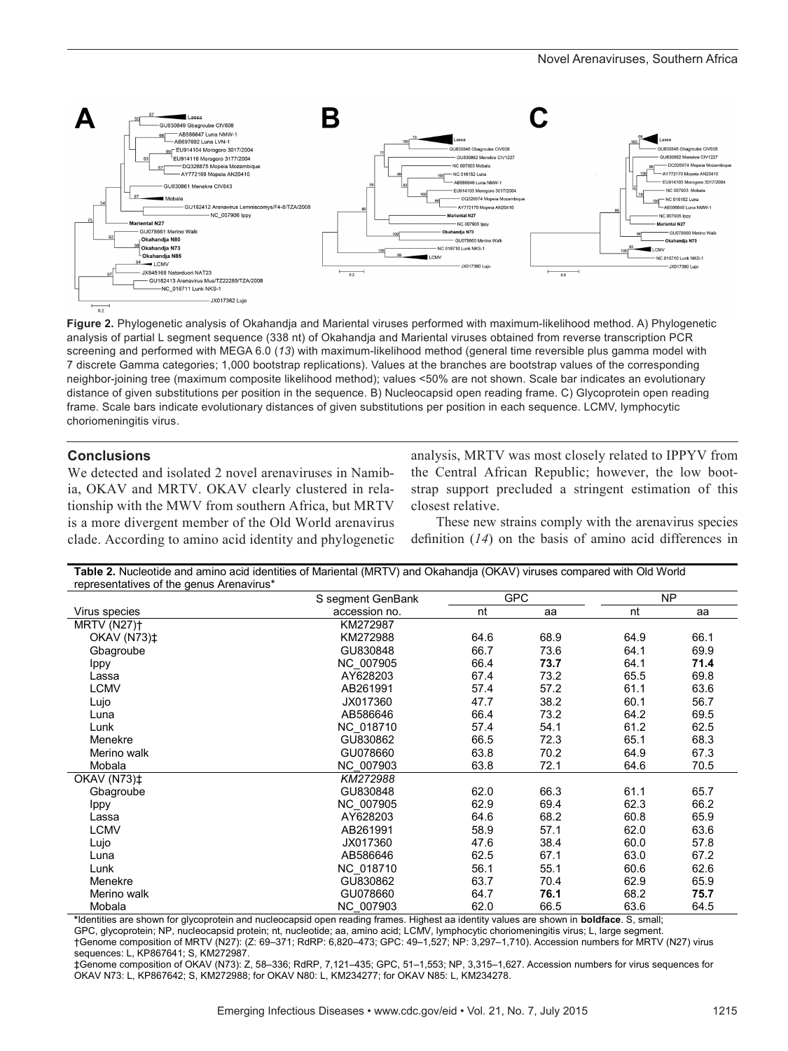Figure 2. Phylogenetic analysis of Okahandja and Mariental viruses performed with maximum-likelihood method. A) Phylogenetic analysis of partial L segment sequence (338 nt) of Okahandja and Mariental viruses obtained from reverse transcription PCR screening and performed with MEGA 6.0 (*13*) with maximum-likelihood method (general time reversible plus gamma model with 7 discrete Gamma categories; 1,000 bootstrap replications). Values at the branches are bootstrap values of the corresponding neighbor-joining tree (maximum composite likelihood method); values <50% are not shown. Scale bar indicates an evolutionary distance of given substitutions per position in the sequence. B) Nucleocapsid open reading frame. C) Glycoprotein open reading frame. Scale bars indicate evolutionary distances of given substitutions per position in each sequence. LCMV, lymphocytic choriomeningitis virus.

## Conclusions

We detected and isolated 2 novel arenaviruses in Namibia, OKAV and MRTV. OKAV clearly clustered in relationship with the MWV from southern Africa, but MRTV is a more divergent member of the Old World arenavirus clade. According to amino acid identity and phylogenetic analysis, MRTV was most closely related to IPPYV from the Central African Republic; however, the low bootstrap support precluded a stringent estimation of this closest relative.

These new strains comply with the arenavirus species definition (*14*) on the basis of amino acid differences in

**Table 2.** Nucleotide and amino acid identities of Mariental (MRTV) and Okahandja (OKAV) viruses compared with Old World representatives of the genus Arenavirus*

| Virus species | S segment GenBank accession no. | GPC | | NP | |
|---|---|---|---|---|---|
| | | nt | aa | nt | aa |
| MRTV (N27)† | KM272987 | | | | |
| OKAV (N73)‡ | KM272988 | 64.6 | 68.9 | 64.9 | 66.1 |
| Gbagroube | GU830848 | 66.7 | 73.6 | 64.1 | 69.9 |
| Ippy | NC_007905 | 66.4 | **73.7** | 64.1 | **71.4** |
| Lassa | AY628203 | 67.4 | 73.2 | 65.5 | 69.8 |
| LCMV | AB261991 | 57.4 | 57.2 | 61.1 | 63.6 |
| Lujo | JX017360 | 47.7 | 38.2 | 60.1 | 56.7 |
| Luna | AB586646 | 66.4 | 73.2 | 64.2 | 69.5 |
| Lunk | NC_018710 | 57.4 | 54.1 | 61.2 | 62.5 |
| Menekre | GU830862 | 66.5 | 72.3 | 65.1 | 68.3 |
| Merino walk | GU078660 | 63.8 | 70.2 | 64.9 | 67.3 |
| Mobala | NC_007903 | 63.8 | 72.1 | 64.6 | 70.5 |
| OKAV (N73)‡ | *KM272988* | | | | |
| Gbagroube | GU830848 | 62.0 | 66.3 | 61.1 | 65.7 |
| Ippy | NC_007905 | 62.9 | 69.4 | 62.3 | 66.2 |
| Lassa | AY628203 | 64.6 | 68.2 | 60.8 | 65.9 |
| LCMV | AB261991 | 58.9 | 57.1 | 62.0 | 63.6 |
| Lujo | JX017360 | 47.6 | 38.4 | 60.0 | 57.8 |
| Luna | AB586646 | 62.5 | 67.1 | 63.0 | 67.2 |
| Lunk | NC_018710 | 56.1 | 55.1 | 60.6 | 62.6 |
| Menekre | GU830862 | 63.7 | 70.4 | 62.9 | 65.9 |
| Merino walk | GU078660 | 64.7 | **76.1** | 68.2 | **75.7** |
| Mobala | NC_007903 | 62.0 | 66.5 | 63.6 | 64.5 |

*Identities are shown for glycoprotein and nucleocapsid open reading frames. Highest aa identity values are shown in **boldface**. S, small; GPC, glycoprotein; NP, nucleocapsid protein; nt, nucleotide; aa, amino acid; LCMV, lymphocytic choriomeningitis virus; L, large segment.
†Genome composition of MRTV (N27): (Z: 69–371; RdRP: 6,820–473; GPC: 49–1,527; NP: 3,297–1,710). Accession numbers for MRTV (N27) virus sequences: L, KP867641; S, KM272987.
‡Genome composition of OKAV (N73): Z, 58–336; RdRP, 7,121–435; GPC, 51–1,553; NP, 3,315–1,627. Accession numbers for virus sequences for OKAV N73: L, KP867642; S, KM272988; for OKAV N80: L, KM234277; for OKAV N85: L, KM234278.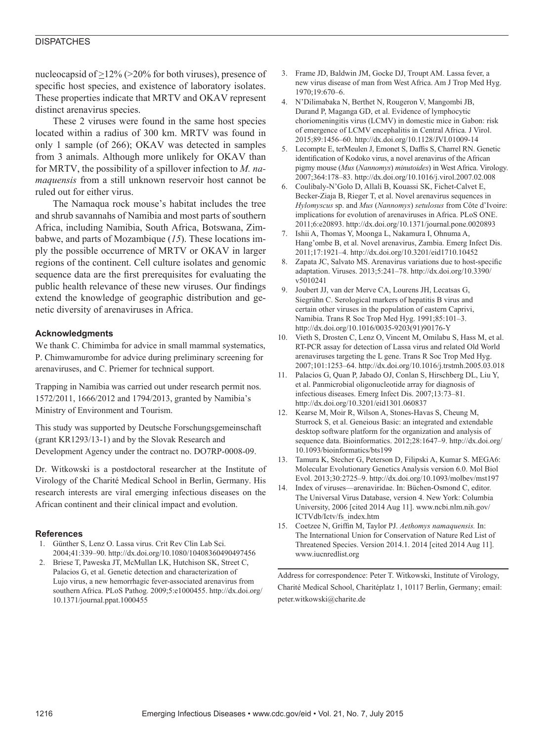nucleocapsid of ≥12% (>20% for both viruses), presence of specific host species, and existence of laboratory isolates. These properties indicate that MRTV and OKAV represent distinct arenavirus species.

These 2 viruses were found in the same host species located within a radius of 300 km. MRTV was found in only 1 sample (of 266); OKAV was detected in samples from 3 animals. Although more unlikely for OKAV than for MRTV, the possibility of a spillover infection to *M. namaquensis* from a still unknown reservoir host cannot be ruled out for either virus.

The Namaqua rock mouse's habitat includes the tree and shrub savannahs of Namibia and most parts of southern Africa, including Namibia, South Africa, Botswana, Zimbabwe, and parts of Mozambique (*15*). These locations imply the possible occurrence of MRTV or OKAV in larger regions of the continent. Cell culture isolates and genomic sequence data are the first prerequisites for evaluating the public health relevance of these new viruses. Our findings extend the knowledge of geographic distribution and genetic diversity of arenaviruses in Africa.

### Acknowledgments

We thank C. Chimimba for advice in small mammal systematics, P. Chimwamurombe for advice during preliminary screening for arenaviruses, and C. Priemer for technical support.

Trapping in Namibia was carried out under research permit nos. 1572/2011, 1666/2012 and 1794/2013, granted by Namibia's Ministry of Environment and Tourism.

This study was supported by Deutsche Forschungsgemeinschaft (grant KR1293/13-1) and by the Slovak Research and Development Agency under the contract no. DO7RP-0008-09.

Dr. Witkowski is a postdoctoral researcher at the Institute of Virology of the Charité Medical School in Berlin, Germany. His research interests are viral emerging infectious diseases on the African continent and their clinical impact and evolution.

### References

1. Günther S, Lenz O. Lassa virus. Crit Rev Clin Lab Sci. 2004;41:339–90. http://dx.doi.org/10.1080/10408360490497456
2. Briese T, Paweska JT, McMullan LK, Hutchison SK, Street C, Palacios G, et al. Genetic detection and characterization of Lujo virus, a new hemorrhagic fever-associated arenavirus from southern Africa. PLoS Pathog. 2009;5:e1000455. http://dx.doi.org/10.1371/journal.ppat.1000455
3. Frame JD, Baldwin JM, Gocke DJ, Troupt AM. Lassa fever, a new virus disease of man from West Africa. Am J Trop Med Hyg. 1970;19:670–6.
4. N'Dilimabaka N, Berthet N, Rougeron V, Mangombi JB, Durand P, Maganga GD, et al. Evidence of lymphocytic choriomeningitis virus (LCMV) in domestic mice in Gabon: risk of emergence of LCMV encephalitis in Central Africa. J Virol. 2015;89:1456–60. http://dx.doi.org/10.1128/JVI.01009-14
5. Lecompte E, terMeulen J, Emonet S, Daffis S, Charrel RN. Genetic identification of Kodoko virus, a novel arenavirus of the African pigmy mouse (*Mus* (*Nannomys*) *minutoides*) in West Africa. Virology. 2007;364:178–83. http://dx.doi.org/10.1016/j.virol.2007.02.008
6. Coulibaly-N'Golo D, Allali B, Kouassi SK, Fichet-Calvet E, Becker-Ziaja B, Rieger T, et al. Novel arenavirus sequences in *Hylomyscus* sp. and *Mus* (*Nannomys*) *setulosus* from Côte d'Ivoire: implications for evolution of arenaviruses in Africa. PLoS ONE. 2011;6:e20893. http://dx.doi.org/10.1371/journal.pone.0020893
7. Ishii A, Thomas Y, Moonga L, Nakamura I, Ohnuma A, Hang'ombe B, et al. Novel arenavirus, Zambia. Emerg Infect Dis. 2011;17:1921–4. http://dx.doi.org/10.3201/eid1710.10452
8. Zapata JC, Salvato MS. Arenavirus variations due to host-specific adaptation. Viruses. 2013;5:241–78. http://dx.doi.org/10.3390/v5010241
9. Joubert JJ, van der Merve CA, Lourens JH, Lecatsas G, Siegrühn C. Serological markers of hepatitis B virus and certain other viruses in the population of eastern Caprivi, Namibia. Trans R Soc Trop Med Hyg. 1991;85:101–3. http://dx.doi.org/10.1016/0035-9203(91)90176-Y
10. Vieth S, Drosten C, Lenz O, Vincent M, Omilabu S, Hass M, et al. RT-PCR assay for detection of Lassa virus and related Old World arenaviruses targeting the L gene. Trans R Soc Trop Med Hyg. 2007;101:1253–64. http://dx.doi.org/10.1016/j.trstmh.2005.03.018
11. Palacios G, Quan P, Jabado OJ, Conlan S, Hirschberg DL, Liu Y, et al. Panmicrobial oligonucleotide array for diagnosis of infectious diseases. Emerg Infect Dis. 2007;13:73–81. http://dx.doi.org/10.3201/eid1301.060837
12. Kearse M, Moir R, Wilson A, Stones-Havas S, Cheung M, Sturrock S, et al. Geneious Basic: an integrated and extendable desktop software platform for the organization and analysis of sequence data. Bioinformatics. 2012;28:1647–9. http://dx.doi.org/10.1093/bioinformatics/bts199
13. Tamura K, Stecher G, Peterson D, Filipski A, Kumar S. MEGA6: Molecular Evolutionary Genetics Analysis version 6.0. Mol Biol Evol. 2013;30:2725–9. http://dx.doi.org/10.1093/molbev/mst197
14. Index of viruses—arenaviridae. In: Büchen-Osmond C, editor. The Universal Virus Database, version 4. New York: Columbia University, 2006 [cited 2014 Aug 11]. www.ncbi.nlm.nih.gov/ICTVdb/Ictv/fs_index.htm
15. Coetzee N, Griffin M, Taylor PJ. *Aethomys namaquensis.* In: The International Union for Conservation of Nature Red List of Threatened Species. Version 2014.1. 2014 [cited 2014 Aug 11]. www.iucnredlist.org

Address for correspondence: Peter T. Witkowski, Institute of Virology, Charité Medical School, Charitéplatz 1, 10117 Berlin, Germany; email: peter.witkowski@charite.de